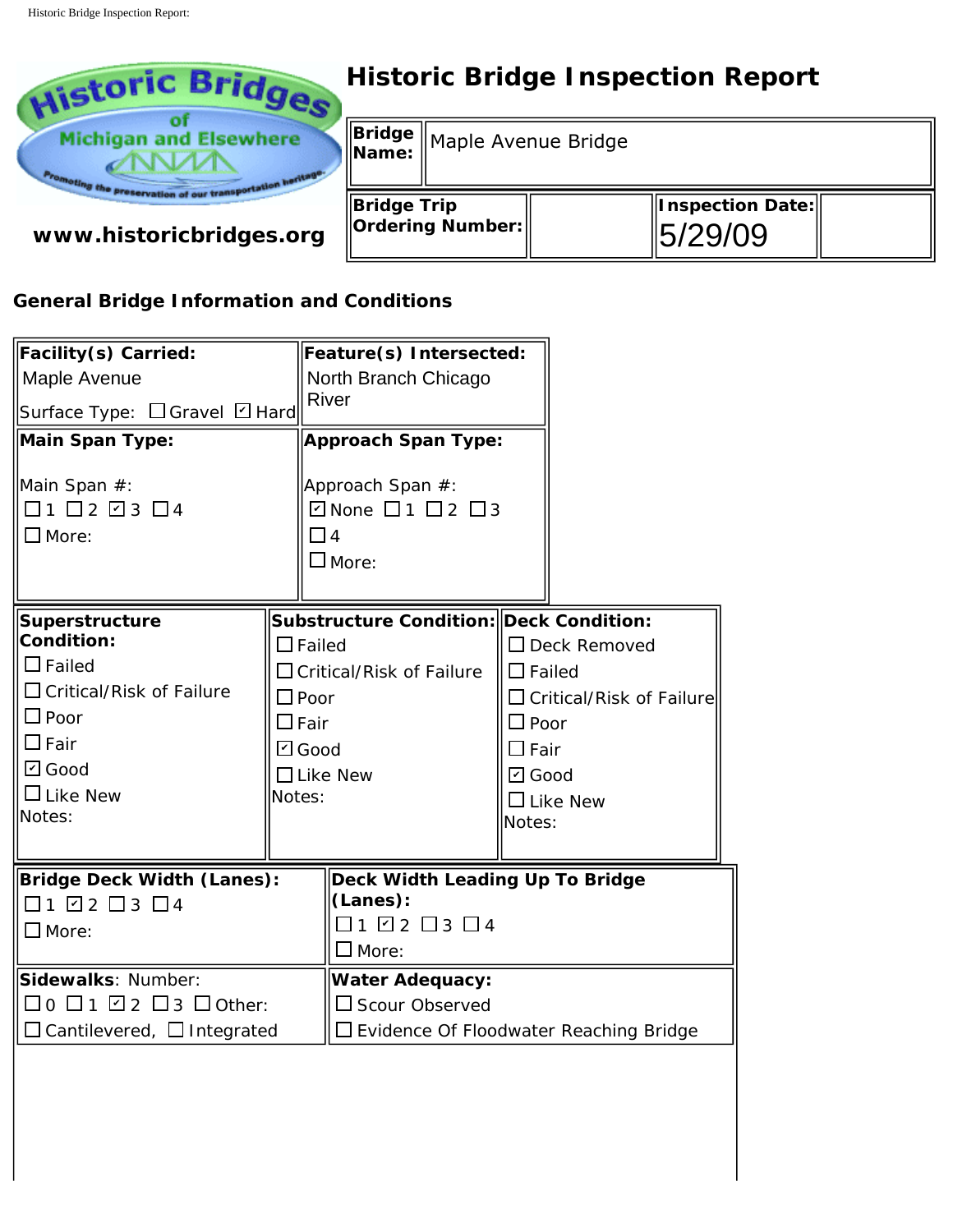Historic Bridges of Michigan and Elsewhere

Promoting the preservation of our transportation heritage

www.historicbridges.org

# Historic Bridge Inspection Report

| **Bridge Name:** | Maple Avenue Bridge | | |
|---|---|---|---|
| **Bridge Trip Ordering Number:** | | **Inspection Date:** 5/29/09 | |

## General Bridge Information and Conditions

| **Facility(s) Carried:** | **Feature(s) Intersected:** |
|---|---|
| Maple Avenue<br>Surface Type: ☐ Gravel ☑ Hard | North Branch Chicago River |
| **Main Span Type:**<br><br>Main Span #:<br>☐ 1 ☐ 2 ☑ 3 ☐ 4<br>☐ More: | **Approach Span Type:**<br><br>Approach Span #:<br>☑ None ☐ 1 ☐ 2 ☐ 3<br>☐ 4<br>☐ More: |

| **Superstructure Condition:** | **Substructure Condition:** | **Deck Condition:** |
|---|---|---|
| ☐ Failed<br>☐ Critical/Risk of Failure<br>☐ Poor<br>☐ Fair<br>☑ Good<br>☐ Like New<br>Notes: | ☐ Failed<br>☐ Critical/Risk of Failure<br>☐ Poor<br>☐ Fair<br>☑ Good<br>☐ Like New<br>Notes: | ☐ Deck Removed<br>☐ Failed<br>☐ Critical/Risk of Failure<br>☐ Poor<br>☐ Fair<br>☑ Good<br>☐ Like New<br>Notes: |

| **Bridge Deck Width (Lanes):** | **Deck Width Leading Up To Bridge (Lanes):** |
|---|---|
| ☐ 1 ☑ 2 ☐ 3 ☐ 4<br>☐ More: | ☐ 1 ☑ 2 ☐ 3 ☐ 4<br>☐ More: |
| **Sidewalks**: Number:<br>☐ 0 ☐ 1 ☑ 2 ☐ 3 ☐ Other:<br>☐ Cantilevered, ☐ Integrated | **Water Adequacy:**<br>☐ Scour Observed<br>☐ Evidence Of Floodwater Reaching Bridge |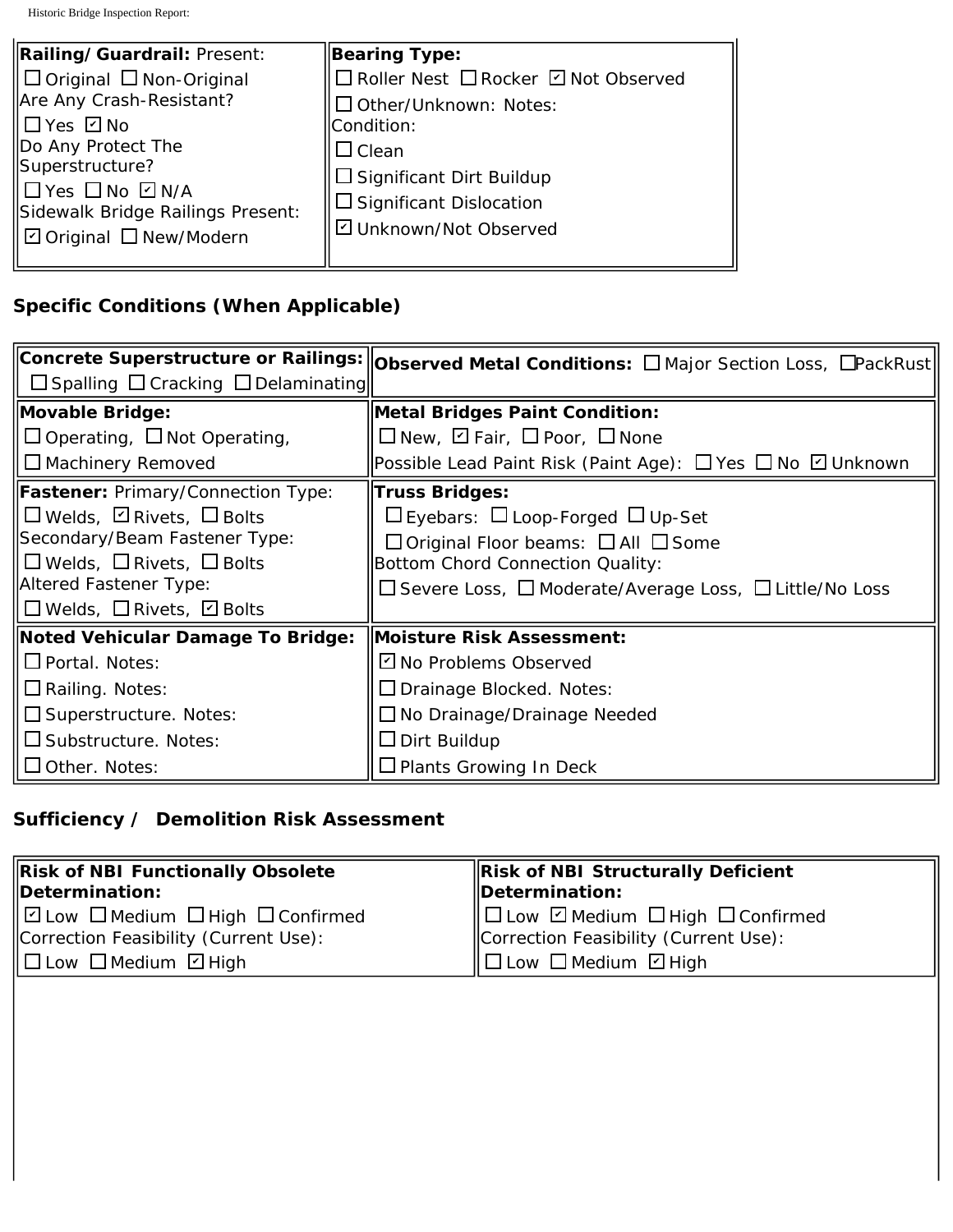| **Railing/Guardrail:** Present: ☐ Original ☐ Non-Original<br>Are Any Crash-Resistant?<br>☐ Yes ☑ No<br>Do Any Protect The Superstructure?<br>☐ Yes ☐ No ☑ N/A<br>Sidewalk Bridge Railings Present:<br>☑ Original ☐ New/Modern | **Bearing Type:**<br>☐ Roller Nest ☐ Rocker ☑ Not Observed<br>☐ Other/Unknown: Notes:<br>Condition:<br>☐ Clean<br>☐ Significant Dirt Buildup<br>☐ Significant Dislocation<br>☑ Unknown/Not Observed |
|---|---|

## Specific Conditions (When Applicable)

| **Concrete Superstructure or Railings:**<br>☐ Spalling ☐ Cracking ☐ Delaminating | **Observed Metal Conditions:** ☐ Major Section Loss, ☐ PackRust |
|---|---|
| **Movable Bridge:**<br>☐ Operating, ☐ Not Operating,<br>☐ Machinery Removed | **Metal Bridges Paint Condition:**<br>☐ New, ☑ Fair, ☐ Poor, ☐ None<br>Possible Lead Paint Risk (Paint Age): ☐ Yes ☐ No ☑ Unknown |
| **Fastener:** Primary/Connection Type:<br>☐ Welds, ☑ Rivets, ☐ Bolts<br>Secondary/Beam Fastener Type:<br>☐ Welds, ☐ Rivets, ☐ Bolts<br>Altered Fastener Type:<br>☐ Welds, ☐ Rivets, ☑ Bolts | **Truss Bridges:**<br>☐ Eyebars: ☐ Loop-Forged ☐ Up-Set<br>☐ Original Floor beams: ☐ All ☐ Some<br>Bottom Chord Connection Quality:<br>☐ Severe Loss, ☐ Moderate/Average Loss, ☐ Little/No Loss |
| **Noted Vehicular Damage To Bridge:**<br>☐ Portal. Notes:<br>☐ Railing. Notes:<br>☐ Superstructure. Notes:<br>☐ Substructure. Notes:<br>☐ Other. Notes: | **Moisture Risk Assessment:**<br>☑ No Problems Observed<br>☐ Drainage Blocked. Notes:<br>☐ No Drainage/Drainage Needed<br>☐ Dirt Buildup<br>☐ Plants Growing In Deck |

## Sufficiency / Demolition Risk Assessment

| **Risk of NBI Functionally Obsolete Determination:**<br>☑ Low ☐ Medium ☐ High ☐ Confirmed<br>Correction Feasibility (Current Use):<br>☐ Low ☐ Medium ☑ High | **Risk of NBI Structurally Deficient Determination:**<br>☐ Low ☑ Medium ☐ High ☐ Confirmed<br>Correction Feasibility (Current Use):<br>☐ Low ☐ Medium ☑ High |
|---|---|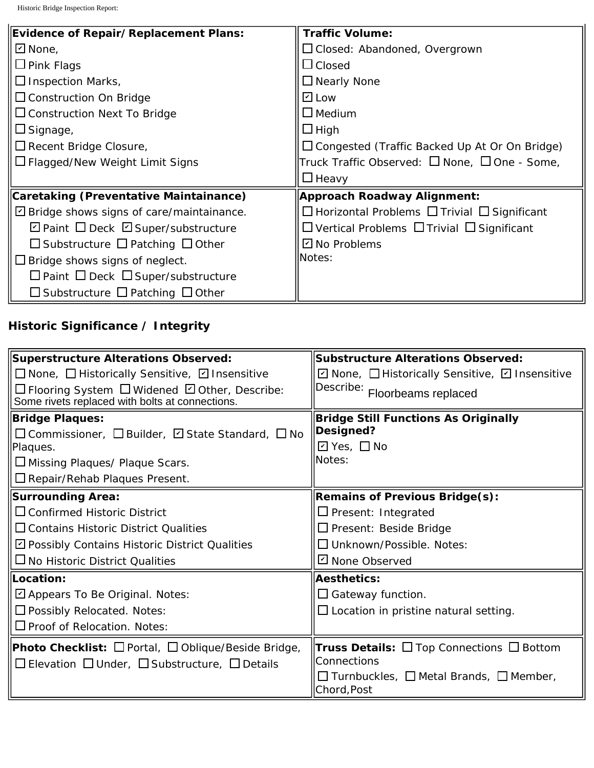| Evidence of Repair/Replacement Plans: | Traffic Volume: |
| --- | --- |
| ☑ None,<br>☐ Pink Flags<br>☐ Inspection Marks,<br>☐ Construction On Bridge<br>☐ Construction Next To Bridge<br>☐ Signage,<br>☐ Recent Bridge Closure,<br>☐ Flagged/New Weight Limit Signs | ☐ Closed: Abandoned, Overgrown<br>☐ Closed<br>☐ Nearly None<br>☑ Low<br>☐ Medium<br>☐ High<br>☐ Congested (Traffic Backed Up At Or On Bridge)<br>Truck Traffic Observed: ☐ None, ☐ One - Some, ☐ Heavy |
| **Caretaking (Preventative Maintainance)** | **Approach Roadway Alignment:** |
| ☑ Bridge shows signs of care/maintainance.<br>☑ Paint ☐ Deck ☑ Super/substructure<br>☐ Substructure ☐ Patching ☐ Other<br>☐ Bridge shows signs of neglect.<br>☐ Paint ☐ Deck ☐ Super/substructure<br>☐ Substructure ☐ Patching ☐ Other | ☐ Horizontal Problems ☐ Trivial ☐ Significant<br>☐ Vertical Problems ☐ Trivial ☐ Significant<br>☑ No Problems<br>Notes: |

## Historic Significance / Integrity

| Superstructure Alterations Observed: | Substructure Alterations Observed: |
| --- | --- |
| ☐ None, ☐ Historically Sensitive, ☑ Insensitive<br>☐ Flooring System ☐ Widened ☑ Other, Describe: Some rivets replaced with bolts at connections. | ☑ None, ☐ Historically Sensitive, ☑ Insensitive<br>Describe: Floorbeams replaced |
| **Bridge Plaques:** | **Bridge Still Functions As Originally Designed?** |
| ☐ Commissioner, ☐ Builder, ☑ State Standard, ☐ No Plaques.<br>☐ Missing Plaques/ Plaque Scars.<br>☐ Repair/Rehab Plaques Present. | ☑ Yes, ☐ No<br>Notes: |
| **Surrounding Area:** | **Remains of Previous Bridge(s):** |
| ☐ Confirmed Historic District<br>☐ Contains Historic District Qualities<br>☑ Possibly Contains Historic District Qualities<br>☐ No Historic District Qualities | ☐ Present: Integrated<br>☐ Present: Beside Bridge<br>☐ Unknown/Possible. Notes:<br>☑ None Observed |
| **Location:** | **Aesthetics:** |
| ☑ Appears To Be Original. Notes:<br>☐ Possibly Relocated. Notes:<br>☐ Proof of Relocation. Notes: | ☐ Gateway function.<br>☐ Location in pristine natural setting. |
| **Photo Checklist:** ☐ Portal, ☐ Oblique/Beside Bridge, ☐ Elevation ☐ Under, ☐ Substructure, ☐ Details | **Truss Details:** ☐ Top Connections ☐ Bottom Connections<br>☐ Turnbuckles, ☐ Metal Brands, ☐ Member, Chord,Post |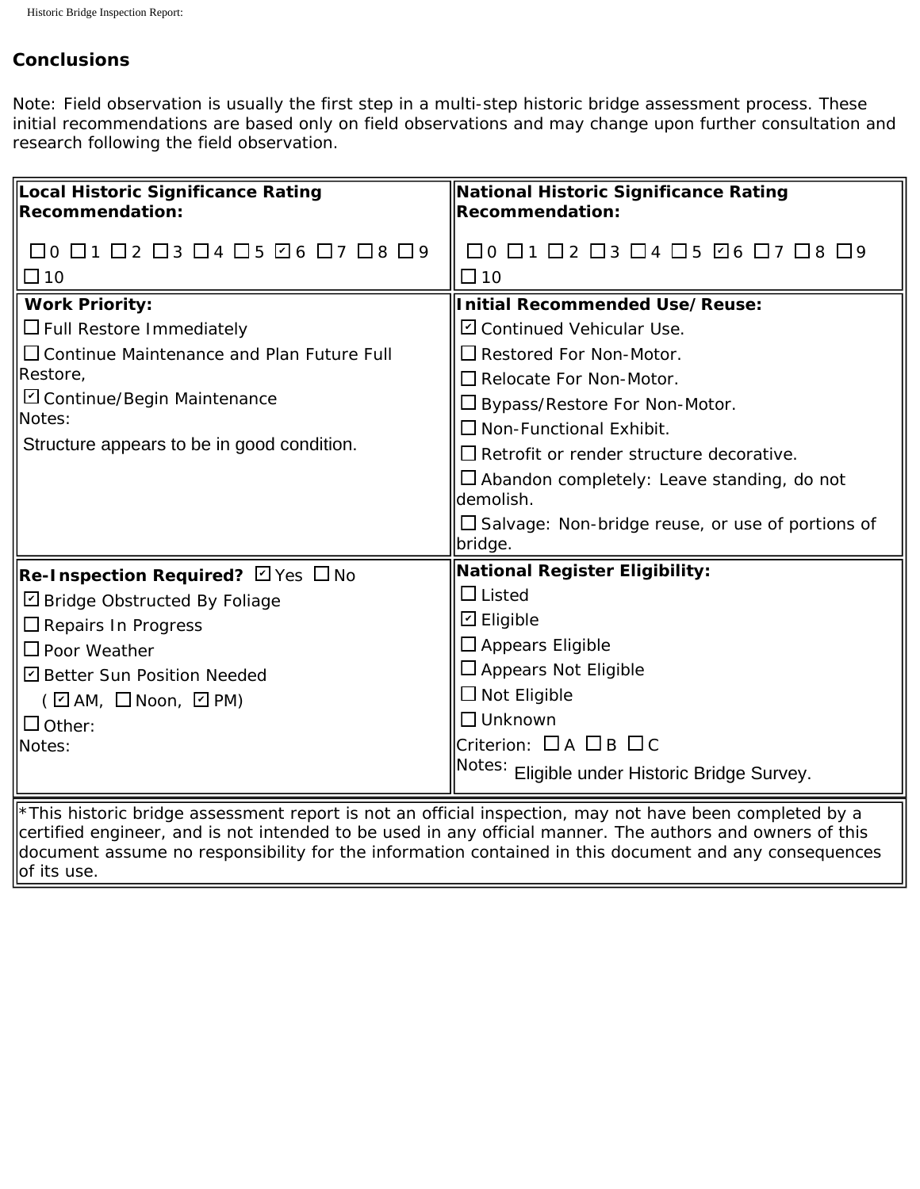## Conclusions

Note: Field observation is usually the first step in a multi-step historic bridge assessment process. These initial recommendations are based only on field observations and may change upon further consultation and research following the field observation.

| | |
|---|---|
| **Local Historic Significance Rating Recommendation:**<br><br>☐0 ☐1 ☐2 ☐3 ☐4 ☐5 ☑6 ☐7 ☐8 ☐9 ☐10 | **National Historic Significance Rating Recommendation:**<br><br>☐0 ☐1 ☐2 ☐3 ☐4 ☐5 ☑6 ☐7 ☐8 ☐9 ☐10 |
| **Work Priority:**<br>☐ Full Restore Immediately<br>☐ Continue Maintenance and Plan Future Full Restore,<br>☑ Continue/Begin Maintenance<br>Notes:<br>Structure appears to be in good condition. | **Initial Recommended Use/Reuse:**<br>☑ Continued Vehicular Use.<br>☐ Restored For Non-Motor.<br>☐ Relocate For Non-Motor.<br>☐ Bypass/Restore For Non-Motor.<br>☐ Non-Functional Exhibit.<br>☐ Retrofit or render structure decorative.<br>☐ Abandon completely: Leave standing, do not demolish.<br>☐ Salvage: Non-bridge reuse, or use of portions of bridge. |
| **Re-Inspection Required?** ☑ Yes ☐ No<br>☑ Bridge Obstructed By Foliage<br>☐ Repairs In Progress<br>☐ Poor Weather<br>☑ Better Sun Position Needed<br>( ☑ AM, ☐ Noon, ☑ PM)<br>☐ Other:<br>Notes: | **National Register Eligibility:**<br>☐ Listed<br>☑ Eligible<br>☐ Appears Eligible<br>☐ Appears Not Eligible<br>☐ Not Eligible<br>☐ Unknown<br>Criterion: ☐ A ☐ B ☐ C<br>Notes: Eligible under Historic Bridge Survey. |

*This historic bridge assessment report is not an official inspection, may not have been completed by a certified engineer, and is not intended to be used in any official manner. The authors and owners of this document assume no responsibility for the information contained in this document and any consequences of its use.